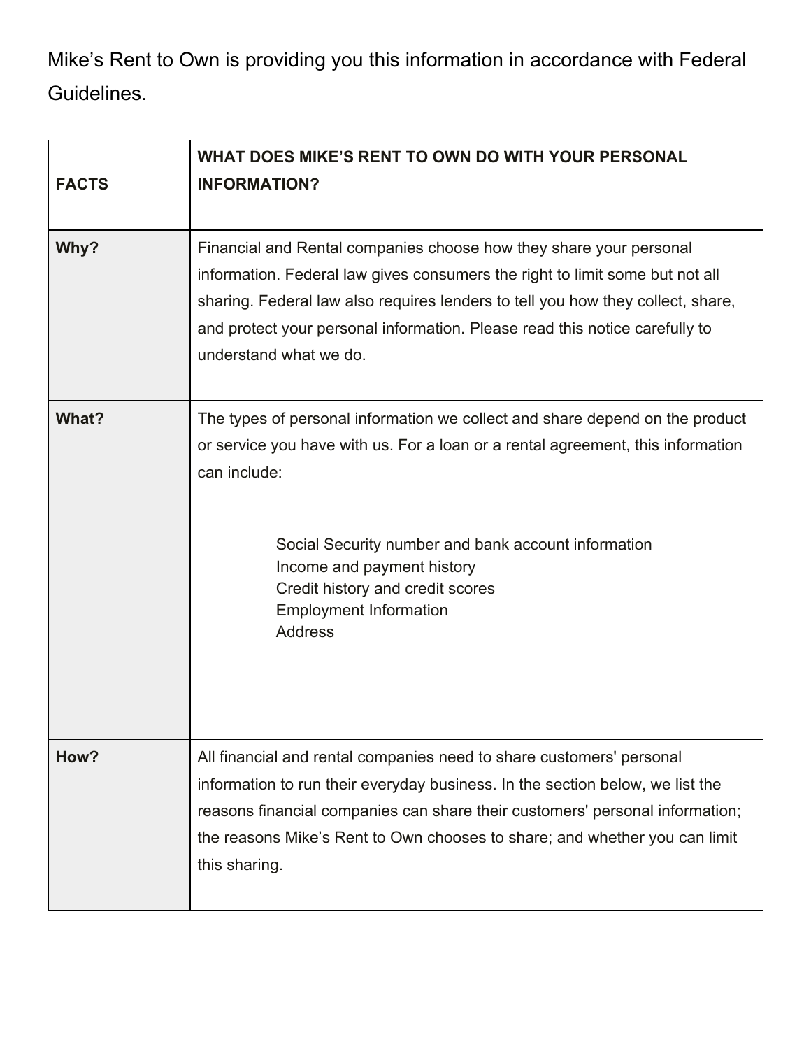Mike’s Rent to Own is providing you this information in accordance with Federal Guidelines.

| **FACTS** | **WHAT DOES MIKE’S RENT TO OWN DO WITH YOUR PERSONAL INFORMATION?** |
|---|---|
| **Why?** | Financial and Rental companies choose how they share your personal information. Federal law gives consumers the right to limit some but not all sharing. Federal law also requires lenders to tell you how they collect, share, and protect your personal information. Please read this notice carefully to understand what we do. |
| **What?** | The types of personal information we collect and share depend on the product or service you have with us. For a loan or a rental agreement, this information can include:<br><br>Social Security number and bank account information<br>Income and payment history<br>Credit history and credit scores<br>Employment Information<br>Address |
| **How?** | All financial and rental companies need to share customers' personal information to run their everyday business. In the section below, we list the reasons financial companies can share their customers' personal information; the reasons Mike’s Rent to Own chooses to share; and whether you can limit this sharing. |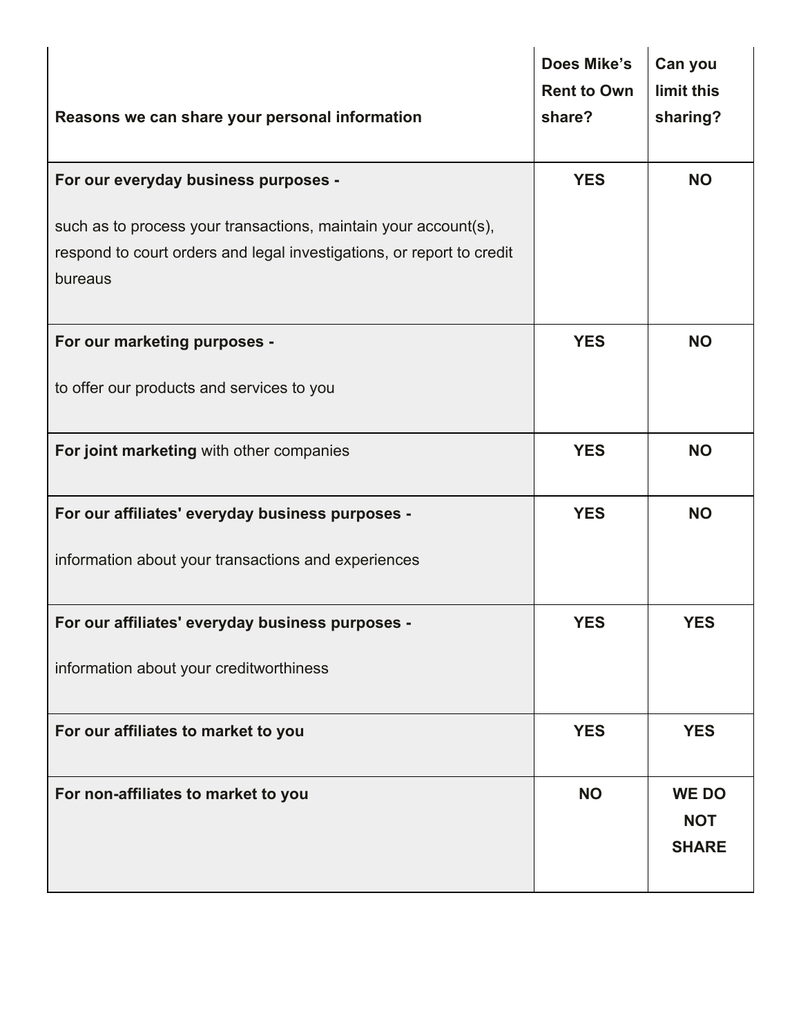| Reasons we can share your personal information | Does Mike's Rent to Own share? | Can you limit this sharing? |
|---|---|---|
| **For our everyday business purposes -** such as to process your transactions, maintain your account(s), respond to court orders and legal investigations, or report to credit bureaus | **YES** | **NO** |
| **For our marketing purposes -** to offer our products and services to you | **YES** | **NO** |
| **For joint marketing** with other companies | **YES** | **NO** |
| **For our affiliates' everyday business purposes -** information about your transactions and experiences | **YES** | **NO** |
| **For our affiliates' everyday business purposes -** information about your creditworthiness | **YES** | **YES** |
| **For our affiliates to market to you** | **YES** | **YES** |
| **For non-affiliates to market to you** | **NO** | **WE DO NOT SHARE** |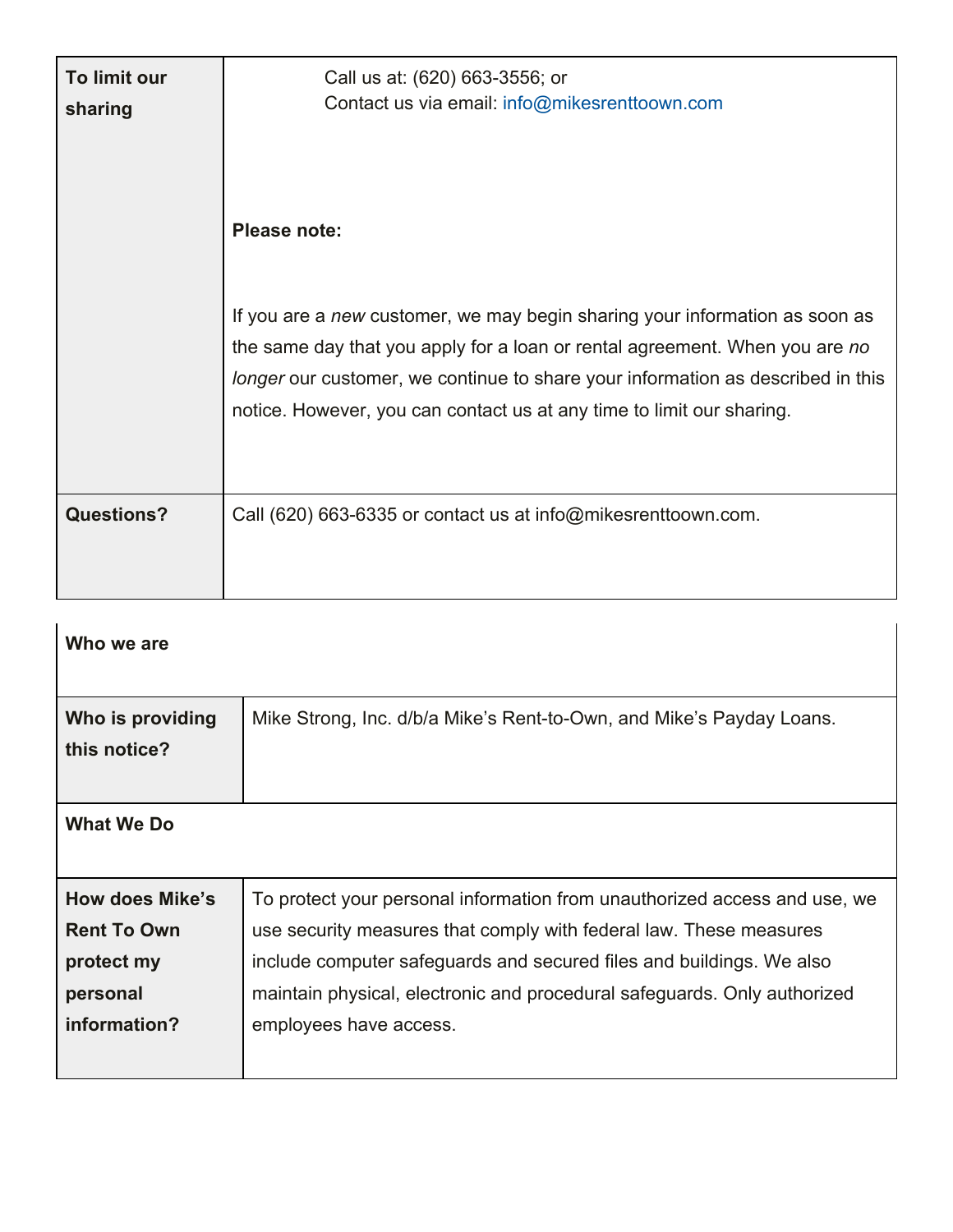| To limit our sharing | Call us at: (620) 663-3556; or<br>Contact us via email: info@mikesrenttoown.com<br><br>**Please note:**<br><br>If you are a *new* customer, we may begin sharing your information as soon as the same day that you apply for a loan or rental agreement. When you are *no longer* our customer, we continue to share your information as described in this notice. However, you can contact us at any time to limit our sharing. |
|---|---|
| **Questions?** | Call (620) 663-6335 or contact us at info@mikesrenttoown.com. |

| Who we are | |
|---|---|
| **Who is providing this notice?** | Mike Strong, Inc. d/b/a Mike's Rent-to-Own, and Mike's Payday Loans. |
| **What We Do** | |
| **How does Mike's Rent To Own protect my personal information?** | To protect your personal information from unauthorized access and use, we use security measures that comply with federal law. These measures include computer safeguards and secured files and buildings. We also maintain physical, electronic and procedural safeguards. Only authorized employees have access. |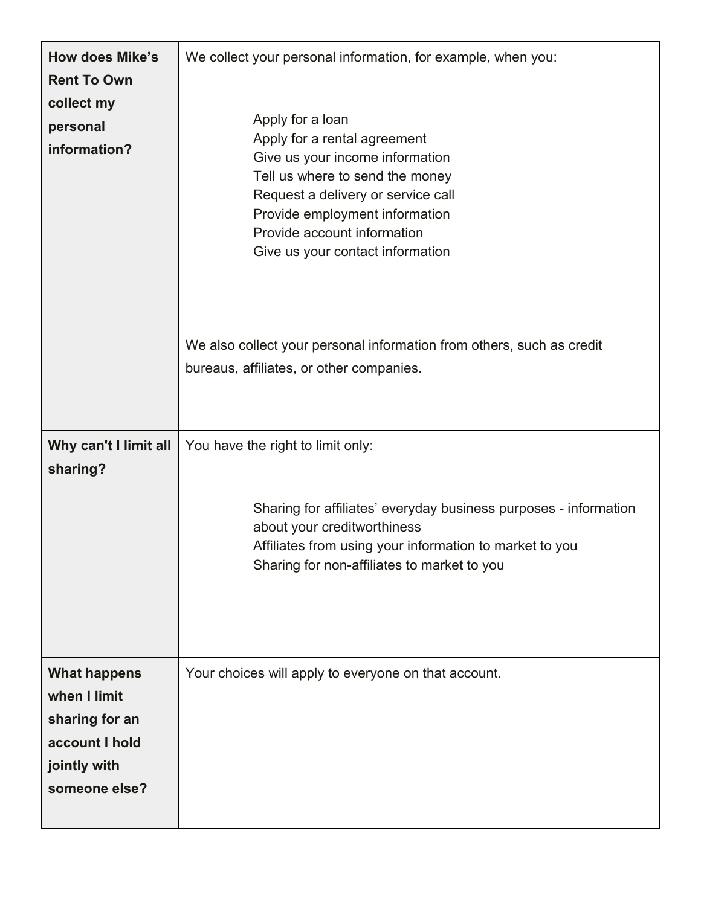| | |
|---|---|
| **How does Mike's Rent To Own collect my personal information?** | We collect your personal information, for example, when you:<br><br>Apply for a loan<br>Apply for a rental agreement<br>Give us your income information<br>Tell us where to send the money<br>Request a delivery or service call<br>Provide employment information<br>Provide account information<br>Give us your contact information<br><br>We also collect your personal information from others, such as credit bureaus, affiliates, or other companies. |
| **Why can't I limit all sharing?** | You have the right to limit only:<br><br>Sharing for affiliates' everyday business purposes - information about your creditworthiness<br>Affiliates from using your information to market to you<br>Sharing for non-affiliates to market to you |
| **What happens when I limit sharing for an account I hold jointly with someone else?** | Your choices will apply to everyone on that account. |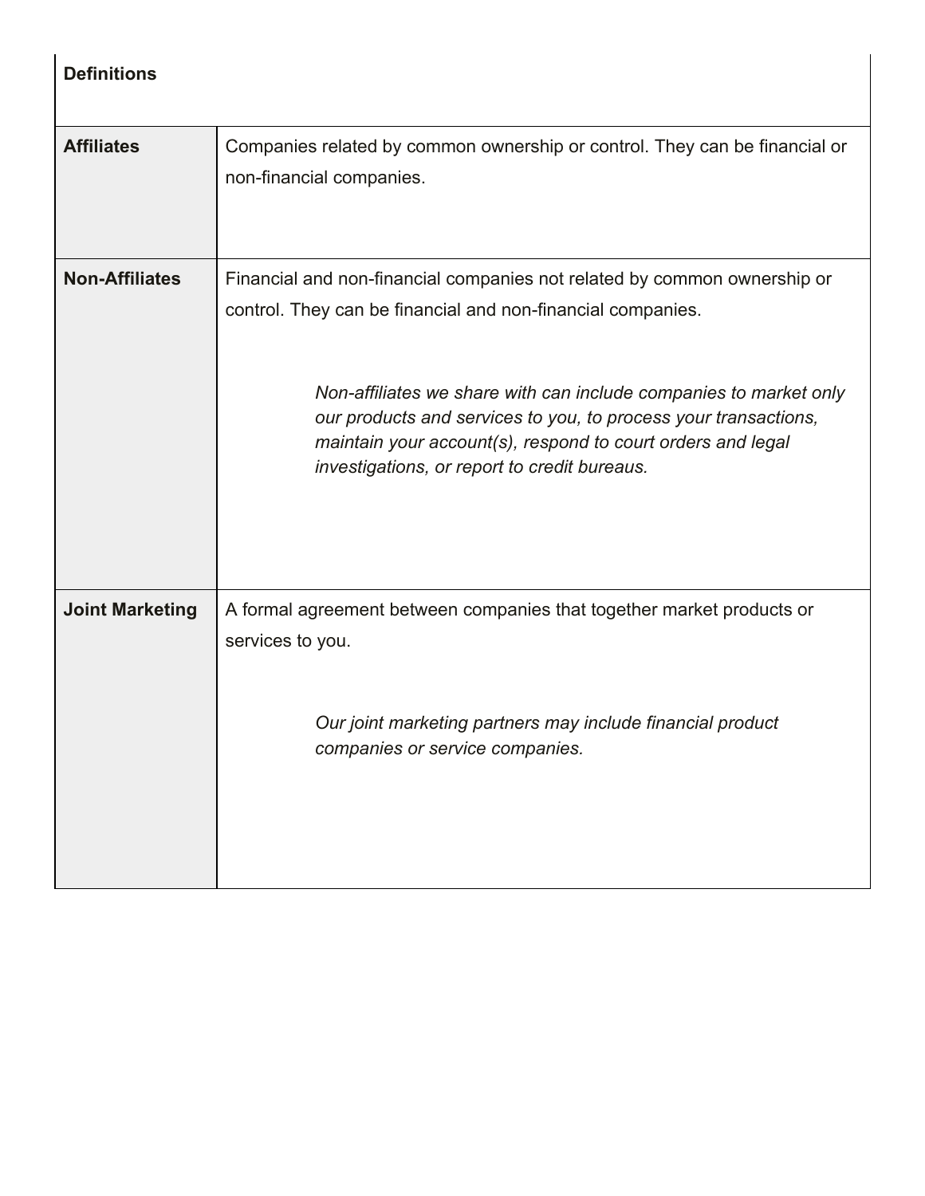| Definitions | |
|---|---|
| **Affiliates** | Companies related by common ownership or control. They can be financial or non-financial companies. |
| **Non-Affiliates** | Financial and non-financial companies not related by common ownership or control. They can be financial and non-financial companies.<br><br>*Non-affiliates we share with can include companies to market only our products and services to you, to process your transactions, maintain your account(s), respond to court orders and legal investigations, or report to credit bureaus.* |
| **Joint Marketing** | A formal agreement between companies that together market products or services to you.<br><br>*Our joint marketing partners may include financial product companies or service companies.* |